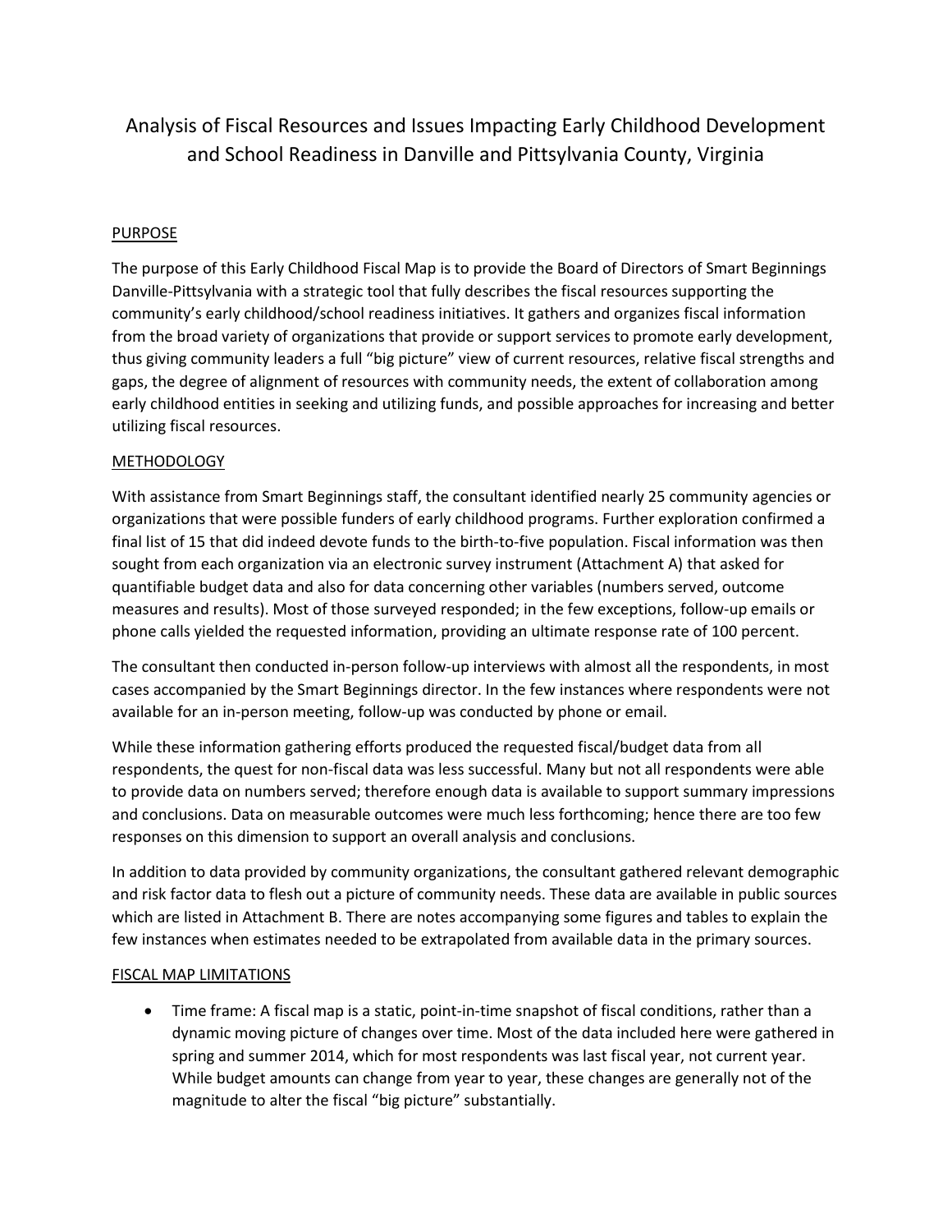# Analysis of Fiscal Resources and Issues Impacting Early Childhood Development and School Readiness in Danville and Pittsylvania County, Virginia

## PURPOSE

The purpose of this Early Childhood Fiscal Map is to provide the Board of Directors of Smart Beginnings Danville-Pittsylvania with a strategic tool that fully describes the fiscal resources supporting the community's early childhood/school readiness initiatives. It gathers and organizes fiscal information from the broad variety of organizations that provide or support services to promote early development, thus giving community leaders a full "big picture" view of current resources, relative fiscal strengths and gaps, the degree of alignment of resources with community needs, the extent of collaboration among early childhood entities in seeking and utilizing funds, and possible approaches for increasing and better utilizing fiscal resources.

## METHODOLOGY

With assistance from Smart Beginnings staff, the consultant identified nearly 25 community agencies or organizations that were possible funders of early childhood programs. Further exploration confirmed a final list of 15 that did indeed devote funds to the birth-to-five population. Fiscal information was then sought from each organization via an electronic survey instrument (Attachment A) that asked for quantifiable budget data and also for data concerning other variables (numbers served, outcome measures and results). Most of those surveyed responded; in the few exceptions, follow-up emails or phone calls yielded the requested information, providing an ultimate response rate of 100 percent.

The consultant then conducted in-person follow-up interviews with almost all the respondents, in most cases accompanied by the Smart Beginnings director. In the few instances where respondents were not available for an in-person meeting, follow-up was conducted by phone or email.

While these information gathering efforts produced the requested fiscal/budget data from all respondents, the quest for non-fiscal data was less successful. Many but not all respondents were able to provide data on numbers served; therefore enough data is available to support summary impressions and conclusions. Data on measurable outcomes were much less forthcoming; hence there are too few responses on this dimension to support an overall analysis and conclusions.

In addition to data provided by community organizations, the consultant gathered relevant demographic and risk factor data to flesh out a picture of community needs. These data are available in public sources which are listed in Attachment B. There are notes accompanying some figures and tables to explain the few instances when estimates needed to be extrapolated from available data in the primary sources.

## FISCAL MAP LIMITATIONS

- Time frame: A fiscal map is a static, point-in-time snapshot of fiscal conditions, rather than a dynamic moving picture of changes over time. Most of the data included here were gathered in spring and summer 2014, which for most respondents was last fiscal year, not current year. While budget amounts can change from year to year, these changes are generally not of the magnitude to alter the fiscal "big picture" substantially.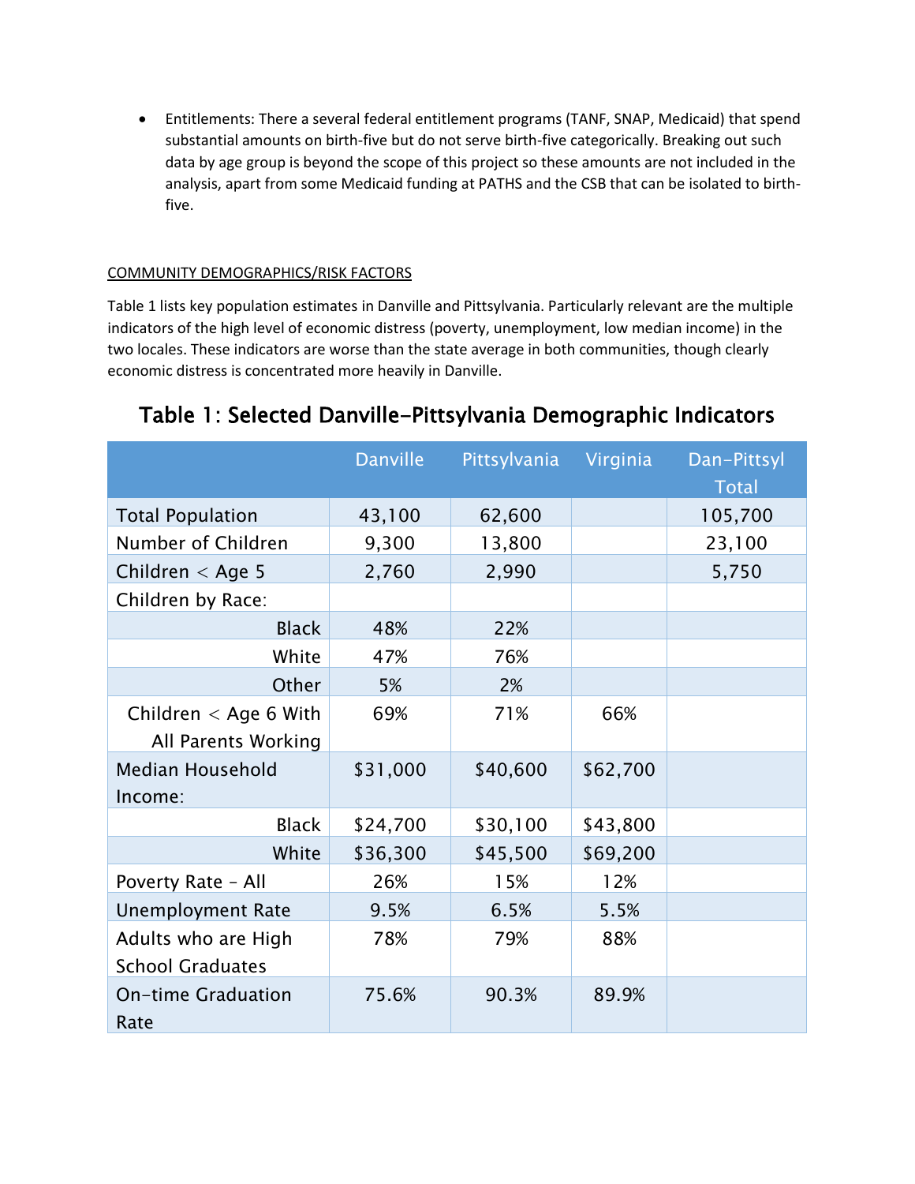- Entitlements: There a several federal entitlement programs (TANF, SNAP, Medicaid) that spend substantial amounts on birth-five but do not serve birth-five categorically. Breaking out such data by age group is beyond the scope of this project so these amounts are not included in the analysis, apart from some Medicaid funding at PATHS and the CSB that can be isolated to birth-five.

COMMUNITY DEMOGRAPHICS/RISK FACTORS

Table 1 lists key population estimates in Danville and Pittsylvania. Particularly relevant are the multiple indicators of the high level of economic distress (poverty, unemployment, low median income) in the two locales. These indicators are worse than the state average in both communities, though clearly economic distress is concentrated more heavily in Danville.

## Table 1: Selected Danville-Pittsylvania Demographic Indicators

| | Danville | Pittsylvania | Virginia | Dan-Pittsyl Total |
|---|---|---|---|---|
| Total Population | 43,100 | 62,600 | | 105,700 |
| Number of Children | 9,300 | 13,800 | | 23,100 |
| Children < Age 5 | 2,760 | 2,990 | | 5,750 |
| Children by Race: | | | | |
| Black | 48% | 22% | | |
| White | 47% | 76% | | |
| Other | 5% | 2% | | |
| Children < Age 6 With All Parents Working | 69% | 71% | 66% | |
| Median Household Income: | $31,000 | $40,600 | $62,700 | |
| Black | $24,700 | $30,100 | $43,800 | |
| White | $36,300 | $45,500 | $69,200 | |
| Poverty Rate - All | 26% | 15% | 12% | |
| Unemployment Rate | 9.5% | 6.5% | 5.5% | |
| Adults who are High School Graduates | 78% | 79% | 88% | |
| On-time Graduation Rate | 75.6% | 90.3% | 89.9% | |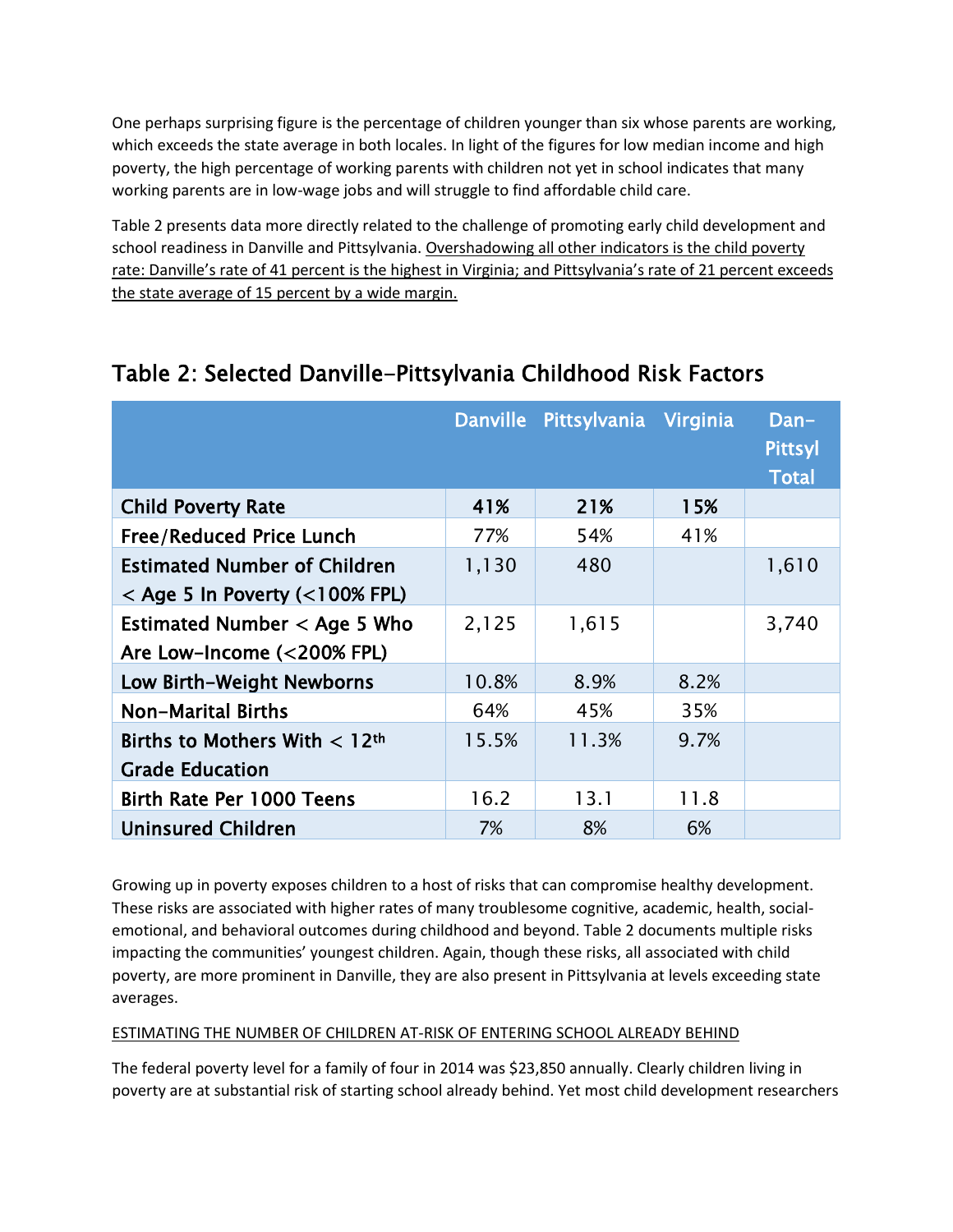One perhaps surprising figure is the percentage of children younger than six whose parents are working, which exceeds the state average in both locales. In light of the figures for low median income and high poverty, the high percentage of working parents with children not yet in school indicates that many working parents are in low-wage jobs and will struggle to find affordable child care.

Table 2 presents data more directly related to the challenge of promoting early child development and school readiness in Danville and Pittsylvania. Overshadowing all other indicators is the child poverty rate: Danville's rate of 41 percent is the highest in Virginia; and Pittsylvania's rate of 21 percent exceeds the state average of 15 percent by a wide margin.

## Table 2: Selected Danville-Pittsylvania Childhood Risk Factors

| | Danville | Pittsylvania | Virginia | Dan-Pittsyl Total |
|---|---|---|---|---|
| Child Poverty Rate | **41%** | **21%** | **15%** | |
| Free/Reduced Price Lunch | 77% | 54% | 41% | |
| Estimated Number of Children < Age 5 In Poverty (<100% FPL) | 1,130 | 480 | | 1,610 |
| Estimated Number < Age 5 Who Are Low-Income (<200% FPL) | 2,125 | 1,615 | | 3,740 |
| Low Birth-Weight Newborns | 10.8% | 8.9% | 8.2% | |
| Non-Marital Births | 64% | 45% | 35% | |
| Births to Mothers With < 12th Grade Education | 15.5% | 11.3% | 9.7% | |
| Birth Rate Per 1000 Teens | 16.2 | 13.1 | 11.8 | |
| Uninsured Children | 7% | 8% | 6% | |

Growing up in poverty exposes children to a host of risks that can compromise healthy development. These risks are associated with higher rates of many troublesome cognitive, academic, health, social-emotional, and behavioral outcomes during childhood and beyond. Table 2 documents multiple risks impacting the communities' youngest children. Again, though these risks, all associated with child poverty, are more prominent in Danville, they are also present in Pittsylvania at levels exceeding state averages.

ESTIMATING THE NUMBER OF CHILDREN AT-RISK OF ENTERING SCHOOL ALREADY BEHIND

The federal poverty level for a family of four in 2014 was $23,850 annually. Clearly children living in poverty are at substantial risk of starting school already behind. Yet most child development researchers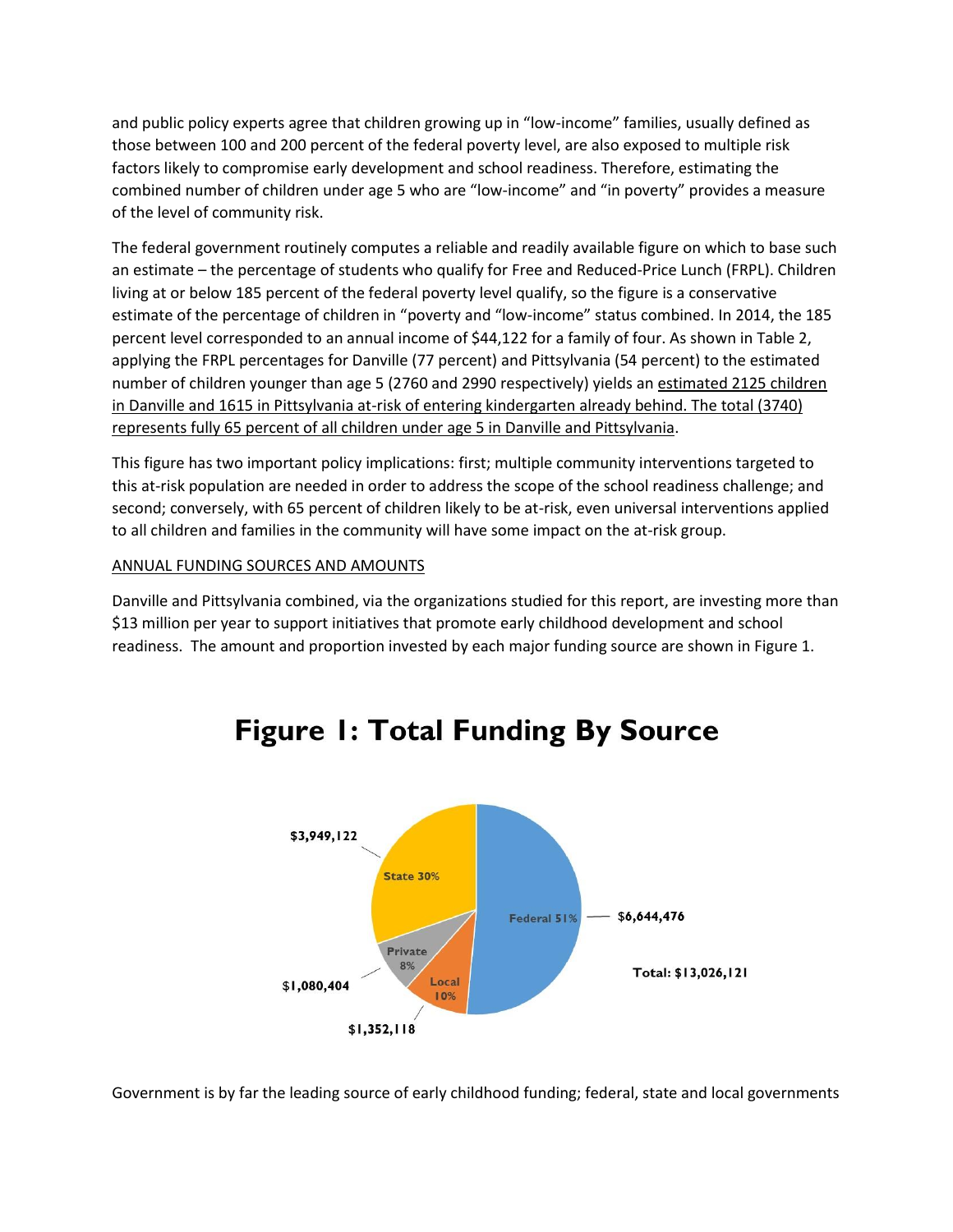and public policy experts agree that children growing up in "low-income" families, usually defined as those between 100 and 200 percent of the federal poverty level, are also exposed to multiple risk factors likely to compromise early development and school readiness. Therefore, estimating the combined number of children under age 5 who are "low-income" and "in poverty" provides a measure of the level of community risk.

The federal government routinely computes a reliable and readily available figure on which to base such an estimate – the percentage of students who qualify for Free and Reduced-Price Lunch (FRPL). Children living at or below 185 percent of the federal poverty level qualify, so the figure is a conservative estimate of the percentage of children in "poverty and "low-income" status combined. In 2014, the 185 percent level corresponded to an annual income of $44,122 for a family of four. As shown in Table 2, applying the FRPL percentages for Danville (77 percent) and Pittsylvania (54 percent) to the estimated number of children younger than age 5 (2760 and 2990 respectively) yields an <u>estimated 2125 children in Danville and 1615 in Pittsylvania at-risk of entering kindergarten already behind. The total (3740) represents fully 65 percent of all children under age 5 in Danville and Pittsylvania</u>.

This figure has two important policy implications: first; multiple community interventions targeted to this at-risk population are needed in order to address the scope of the school readiness challenge; and second; conversely, with 65 percent of children likely to be at-risk, even universal interventions applied to all children and families in the community will have some impact on the at-risk group.

<u>ANNUAL FUNDING SOURCES AND AMOUNTS</u>

Danville and Pittsylvania combined, via the organizations studied for this report, are investing more than $13 million per year to support initiatives that promote early childhood development and school readiness. The amount and proportion invested by each major funding source are shown in Figure 1.

**Figure 1: Total Funding By Source**

| Source | Amount | Percent |
|---|---|---|
| Federal | $6,644,476 | 51% |
| State | $3,949,122 | 30% |
| Local | $1,352,118 | 10% |
| Private | $1,080,404 | 8% |
| Total | $13,026,121 | |

Government is by far the leading source of early childhood funding; federal, state and local governments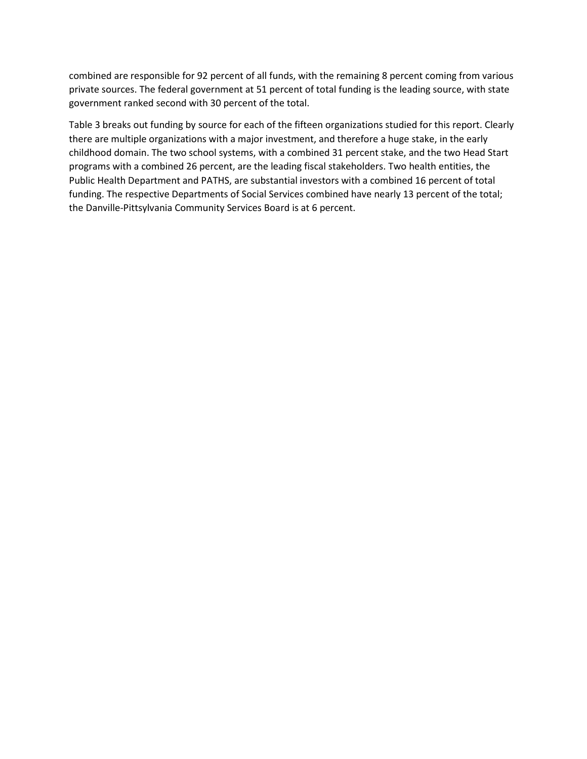combined are responsible for 92 percent of all funds, with the remaining 8 percent coming from various private sources. The federal government at 51 percent of total funding is the leading source, with state government ranked second with 30 percent of the total.

Table 3 breaks out funding by source for each of the fifteen organizations studied for this report. Clearly there are multiple organizations with a major investment, and therefore a huge stake, in the early childhood domain. The two school systems, with a combined 31 percent stake, and the two Head Start programs with a combined 26 percent, are the leading fiscal stakeholders. Two health entities, the Public Health Department and PATHS, are substantial investors with a combined 16 percent of total funding. The respective Departments of Social Services combined have nearly 13 percent of the total; the Danville-Pittsylvania Community Services Board is at 6 percent.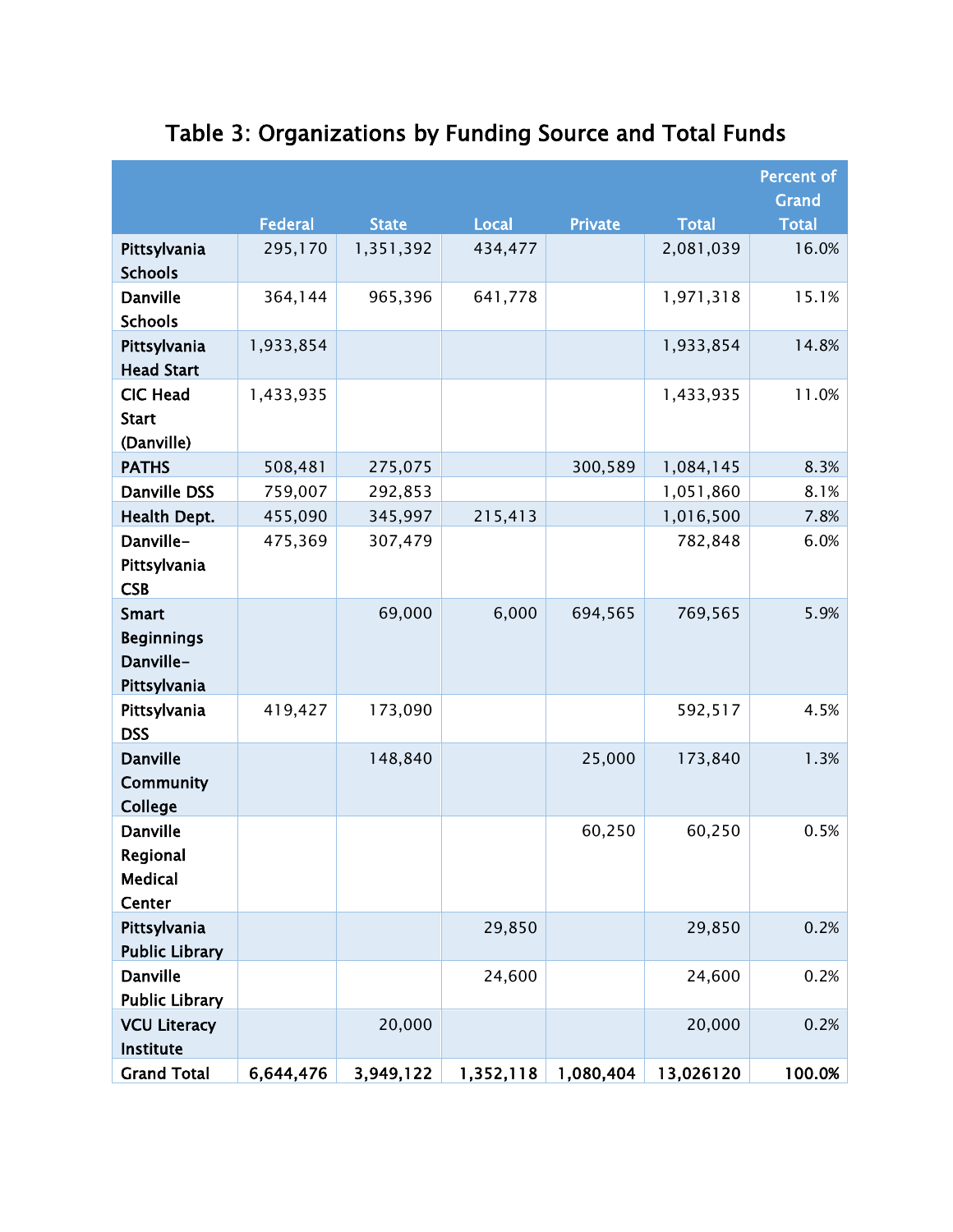# Table 3: Organizations by Funding Source and Total Funds

| | Federal | State | Local | Private | Total | Percent of Grand Total |
|---|---|---|---|---|---|---|
| **Pittsylvania Schools** | 295,170 | 1,351,392 | 434,477 | | 2,081,039 | 16.0% |
| **Danville Schools** | 364,144 | 965,396 | 641,778 | | 1,971,318 | 15.1% |
| **Pittsylvania Head Start** | 1,933,854 | | | | 1,933,854 | 14.8% |
| **CIC Head Start (Danville)** | 1,433,935 | | | | 1,433,935 | 11.0% |
| **PATHS** | 508,481 | 275,075 | | 300,589 | 1,084,145 | 8.3% |
| **Danville DSS** | 759,007 | 292,853 | | | 1,051,860 | 8.1% |
| **Health Dept.** | 455,090 | 345,997 | 215,413 | | 1,016,500 | 7.8% |
| **Danville-Pittsylvania CSB** | 475,369 | 307,479 | | | 782,848 | 6.0% |
| **Smart Beginnings Danville-Pittsylvania** | | 69,000 | 6,000 | 694,565 | 769,565 | 5.9% |
| **Pittsylvania DSS** | 419,427 | 173,090 | | | 592,517 | 4.5% |
| **Danville Community College** | | 148,840 | | 25,000 | 173,840 | 1.3% |
| **Danville Regional Medical Center** | | | | 60,250 | 60,250 | 0.5% |
| **Pittsylvania Public Library** | | | 29,850 | | 29,850 | 0.2% |
| **Danville Public Library** | | | 24,600 | | 24,600 | 0.2% |
| **VCU Literacy Institute** | | 20,000 | | | 20,000 | 0.2% |
| **Grand Total** | **6,644,476** | **3,949,122** | **1,352,118** | **1,080,404** | **13,026120** | **100.0%** |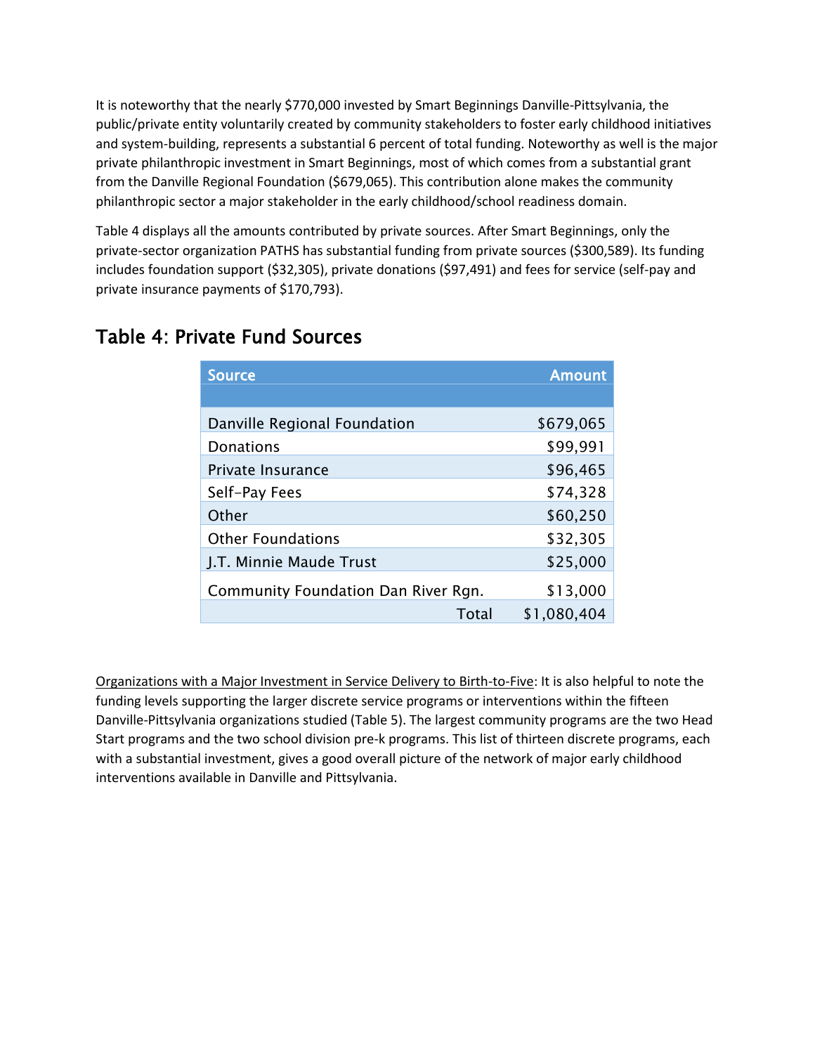It is noteworthy that the nearly $770,000 invested by Smart Beginnings Danville-Pittsylvania, the public/private entity voluntarily created by community stakeholders to foster early childhood initiatives and system-building, represents a substantial 6 percent of total funding. Noteworthy as well is the major private philanthropic investment in Smart Beginnings, most of which comes from a substantial grant from the Danville Regional Foundation ($679,065). This contribution alone makes the community philanthropic sector a major stakeholder in the early childhood/school readiness domain.

Table 4 displays all the amounts contributed by private sources. After Smart Beginnings, only the private-sector organization PATHS has substantial funding from private sources ($300,589). Its funding includes foundation support ($32,305), private donations ($97,491) and fees for service (self-pay and private insurance payments of $170,793).

## Table 4: Private Fund Sources

| Source | Amount |
|---|---:|
| Danville Regional Foundation | $679,065 |
| Donations | $99,991 |
| Private Insurance | $96,465 |
| Self-Pay Fees | $74,328 |
| Other | $60,250 |
| Other Foundations | $32,305 |
| J.T. Minnie Maude Trust | $25,000 |
| Community Foundation Dan River Rgn. | $13,000 |
| Total | $1,080,404 |

Organizations with a Major Investment in Service Delivery to Birth-to-Five: It is also helpful to note the funding levels supporting the larger discrete service programs or interventions within the fifteen Danville-Pittsylvania organizations studied (Table 5). The largest community programs are the two Head Start programs and the two school division pre-k programs. This list of thirteen discrete programs, each with a substantial investment, gives a good overall picture of the network of major early childhood interventions available in Danville and Pittsylvania.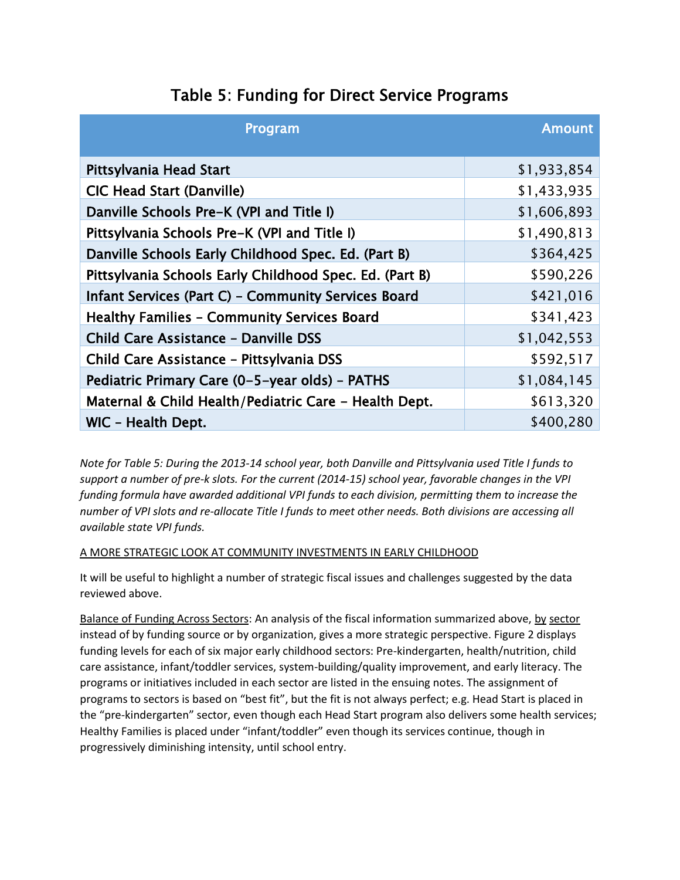## Table 5: Funding for Direct Service Programs

| Program | Amount |
|---|---|
| Pittsylvania Head Start | $1,933,854 |
| CIC Head Start (Danville) | $1,433,935 |
| Danville Schools Pre-K (VPI and Title I) | $1,606,893 |
| Pittsylvania Schools Pre-K (VPI and Title I) | $1,490,813 |
| Danville Schools Early Childhood Spec. Ed. (Part B) | $364,425 |
| Pittsylvania Schools Early Childhood Spec. Ed. (Part B) | $590,226 |
| Infant Services (Part C) – Community Services Board | $421,016 |
| Healthy Families – Community Services Board | $341,423 |
| Child Care Assistance – Danville DSS | $1,042,553 |
| Child Care Assistance – Pittsylvania DSS | $592,517 |
| Pediatric Primary Care (0-5-year olds) – PATHS | $1,084,145 |
| Maternal & Child Health/Pediatric Care – Health Dept. | $613,320 |
| WIC – Health Dept. | $400,280 |

*Note for Table 5: During the 2013-14 school year, both Danville and Pittsylvania used Title I funds to support a number of pre-k slots. For the current (2014-15) school year, favorable changes in the VPI funding formula have awarded additional VPI funds to each division, permitting them to increase the number of VPI slots and re-allocate Title I funds to meet other needs. Both divisions are accessing all available state VPI funds.*

A MORE STRATEGIC LOOK AT COMMUNITY INVESTMENTS IN EARLY CHILDHOOD

It will be useful to highlight a number of strategic fiscal issues and challenges suggested by the data reviewed above.

Balance of Funding Across Sectors: An analysis of the fiscal information summarized above, by sector instead of by funding source or by organization, gives a more strategic perspective. Figure 2 displays funding levels for each of six major early childhood sectors: Pre-kindergarten, health/nutrition, child care assistance, infant/toddler services, system-building/quality improvement, and early literacy. The programs or initiatives included in each sector are listed in the ensuing notes. The assignment of programs to sectors is based on "best fit", but the fit is not always perfect; e.g. Head Start is placed in the "pre-kindergarten" sector, even though each Head Start program also delivers some health services; Healthy Families is placed under "infant/toddler" even though its services continue, though in progressively diminishing intensity, until school entry.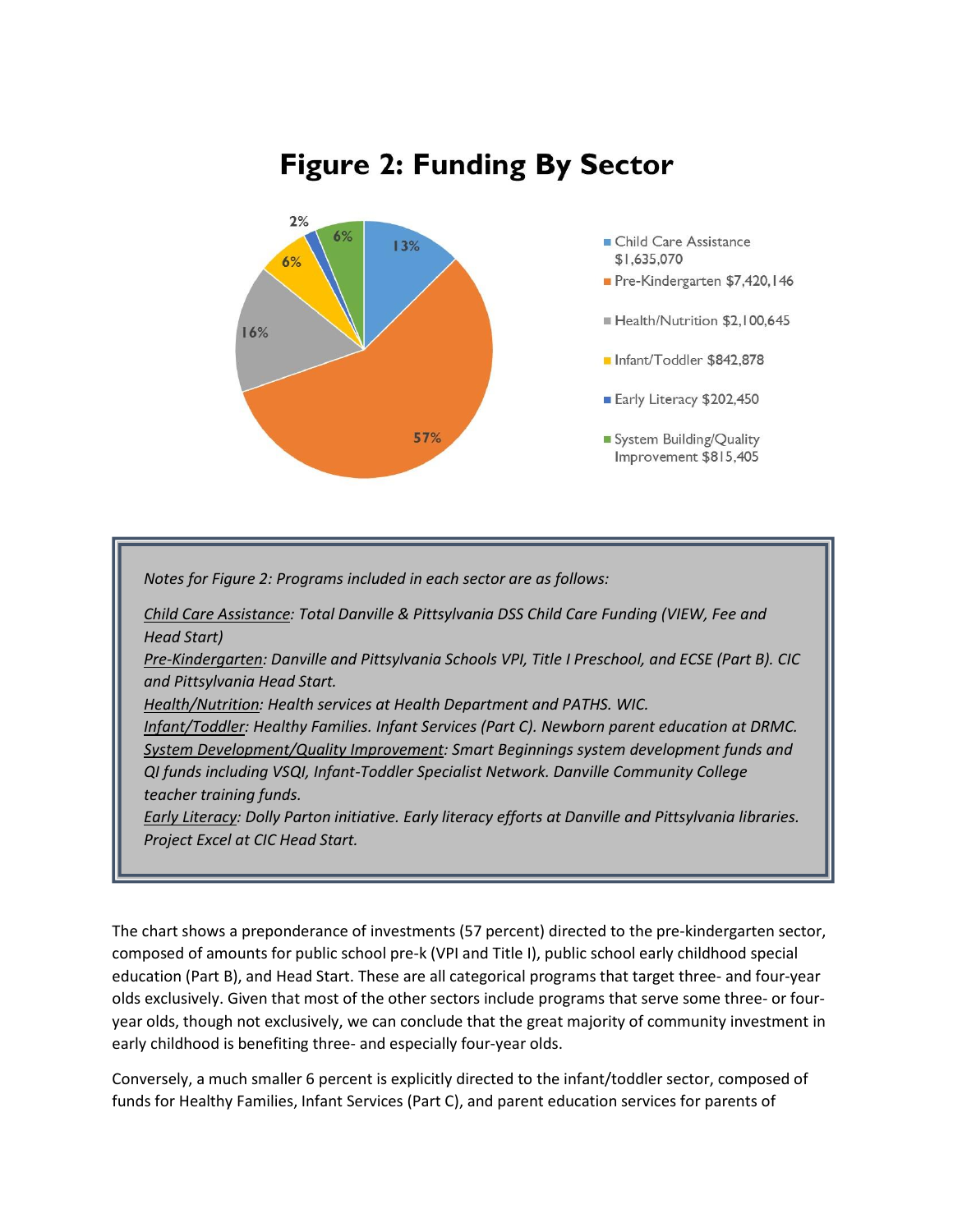# Figure 2: Funding By Sector

- Child Care Assistance $1,635,070 (13%)
- Pre-Kindergarten $7,420,146 (57%)
- Health/Nutrition $2,100,645 (16%)
- Infant/Toddler $842,878 (6%)
- Early Literacy $202,450 (2%)
- System Building/Quality Improvement $815,405 (6%)

*Notes for Figure 2: Programs included in each sector are as follows:*

*<u>Child Care Assistance</u>: Total Danville & Pittsylvania DSS Child Care Funding (VIEW, Fee and Head Start)*
*<u>Pre-Kindergarten</u>: Danville and Pittsylvania Schools VPI, Title I Preschool, and ECSE (Part B). CIC and Pittsylvania Head Start.*
*<u>Health/Nutrition</u>: Health services at Health Department and PATHS. WIC.*
*<u>Infant/Toddler</u>: Healthy Families. Infant Services (Part C). Newborn parent education at DRMC.*
*<u>System Development/Quality Improvement</u>: Smart Beginnings system development funds and QI funds including VSQI, Infant-Toddler Specialist Network. Danville Community College teacher training funds.*
*<u>Early Literacy</u>: Dolly Parton initiative. Early literacy efforts at Danville and Pittsylvania libraries. Project Excel at CIC Head Start.*

The chart shows a preponderance of investments (57 percent) directed to the pre-kindergarten sector, composed of amounts for public school pre-k (VPI and Title I), public school early childhood special education (Part B), and Head Start. These are all categorical programs that target three- and four-year olds exclusively. Given that most of the other sectors include programs that serve some three- or four-year olds, though not exclusively, we can conclude that the great majority of community investment in early childhood is benefiting three- and especially four-year olds.

Conversely, a much smaller 6 percent is explicitly directed to the infant/toddler sector, composed of funds for Healthy Families, Infant Services (Part C), and parent education services for parents of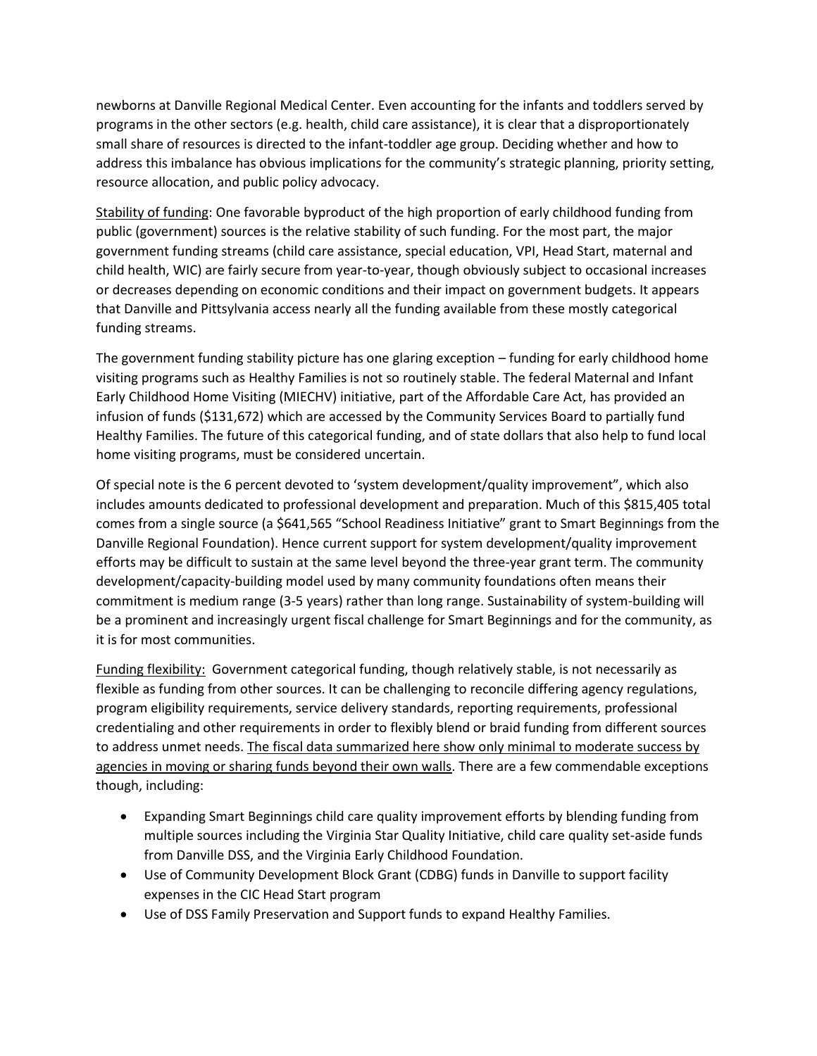newborns at Danville Regional Medical Center. Even accounting for the infants and toddlers served by programs in the other sectors (e.g. health, child care assistance), it is clear that a disproportionately small share of resources is directed to the infant-toddler age group. Deciding whether and how to address this imbalance has obvious implications for the community's strategic planning, priority setting, resource allocation, and public policy advocacy.

<u>Stability of funding</u>: One favorable byproduct of the high proportion of early childhood funding from public (government) sources is the relative stability of such funding. For the most part, the major government funding streams (child care assistance, special education, VPI, Head Start, maternal and child health, WIC) are fairly secure from year-to-year, though obviously subject to occasional increases or decreases depending on economic conditions and their impact on government budgets. It appears that Danville and Pittsylvania access nearly all the funding available from these mostly categorical funding streams.

The government funding stability picture has one glaring exception – funding for early childhood home visiting programs such as Healthy Families is not so routinely stable. The federal Maternal and Infant Early Childhood Home Visiting (MIECHV) initiative, part of the Affordable Care Act, has provided an infusion of funds ($131,672) which are accessed by the Community Services Board to partially fund Healthy Families. The future of this categorical funding, and of state dollars that also help to fund local home visiting programs, must be considered uncertain.

Of special note is the 6 percent devoted to 'system development/quality improvement", which also includes amounts dedicated to professional development and preparation. Much of this $815,405 total comes from a single source (a $641,565 "School Readiness Initiative" grant to Smart Beginnings from the Danville Regional Foundation). Hence current support for system development/quality improvement efforts may be difficult to sustain at the same level beyond the three-year grant term. The community development/capacity-building model used by many community foundations often means their commitment is medium range (3-5 years) rather than long range. Sustainability of system-building will be a prominent and increasingly urgent fiscal challenge for Smart Beginnings and for the community, as it is for most communities.

<u>Funding flexibility:</u> Government categorical funding, though relatively stable, is not necessarily as flexible as funding from other sources. It can be challenging to reconcile differing agency regulations, program eligibility requirements, service delivery standards, reporting requirements, professional credentialing and other requirements in order to flexibly blend or braid funding from different sources to address unmet needs. <u>The fiscal data summarized here show only minimal to moderate success by agencies in moving or sharing funds beyond their own walls</u>. There are a few commendable exceptions though, including:

- Expanding Smart Beginnings child care quality improvement efforts by blending funding from multiple sources including the Virginia Star Quality Initiative, child care quality set-aside funds from Danville DSS, and the Virginia Early Childhood Foundation.
- Use of Community Development Block Grant (CDBG) funds in Danville to support facility expenses in the CIC Head Start program
- Use of DSS Family Preservation and Support funds to expand Healthy Families.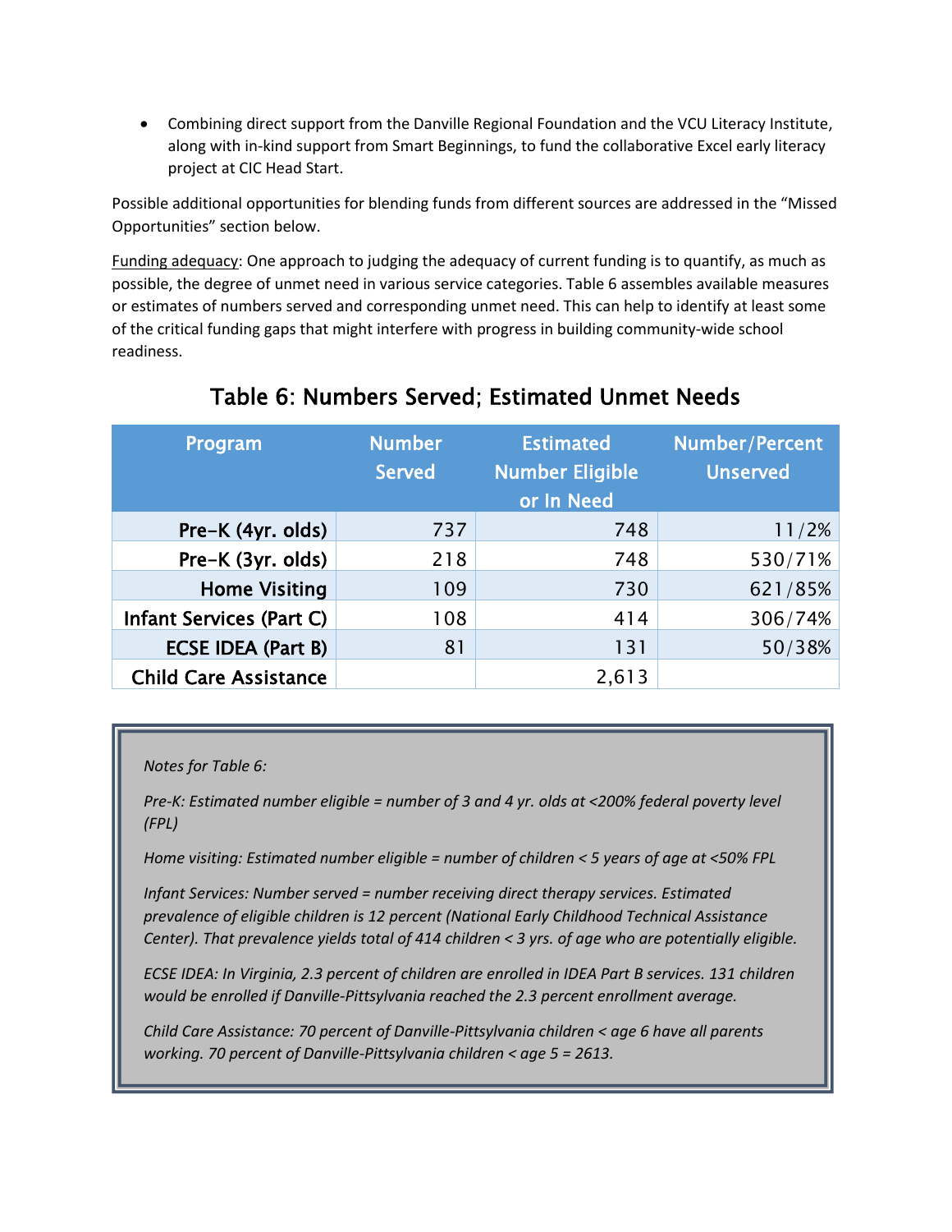- Combining direct support from the Danville Regional Foundation and the VCU Literacy Institute, along with in-kind support from Smart Beginnings, to fund the collaborative Excel early literacy project at CIC Head Start.

Possible additional opportunities for blending funds from different sources are addressed in the "Missed Opportunities" section below.

Funding adequacy: One approach to judging the adequacy of current funding is to quantify, as much as possible, the degree of unmet need in various service categories. Table 6 assembles available measures or estimates of numbers served and corresponding unmet need. This can help to identify at least some of the critical funding gaps that might interfere with progress in building community-wide school readiness.

## Table 6: Numbers Served; Estimated Unmet Needs

| Program | Number Served | Estimated Number Eligible or In Need | Number/Percent Unserved |
|---|---|---|---|
| Pre-K (4yr. olds) | 737 | 748 | 11/2% |
| Pre-K (3yr. olds) | 218 | 748 | 530/71% |
| Home Visiting | 109 | 730 | 621/85% |
| Infant Services (Part C) | 108 | 414 | 306/74% |
| ECSE IDEA (Part B) | 81 | 131 | 50/38% |
| Child Care Assistance | | 2,613 | |

*Notes for Table 6:*

*Pre-K: Estimated number eligible = number of 3 and 4 yr. olds at <200% federal poverty level (FPL)*

*Home visiting: Estimated number eligible = number of children < 5 years of age at <50% FPL*

*Infant Services: Number served = number receiving direct therapy services. Estimated prevalence of eligible children is 12 percent (National Early Childhood Technical Assistance Center). That prevalence yields total of 414 children < 3 yrs. of age who are potentially eligible.*

*ECSE IDEA: In Virginia, 2.3 percent of children are enrolled in IDEA Part B services. 131 children would be enrolled if Danville-Pittsylvania reached the 2.3 percent enrollment average.*

*Child Care Assistance: 70 percent of Danville-Pittsylvania children < age 6 have all parents working. 70 percent of Danville-Pittsylvania children < age 5 = 2613.*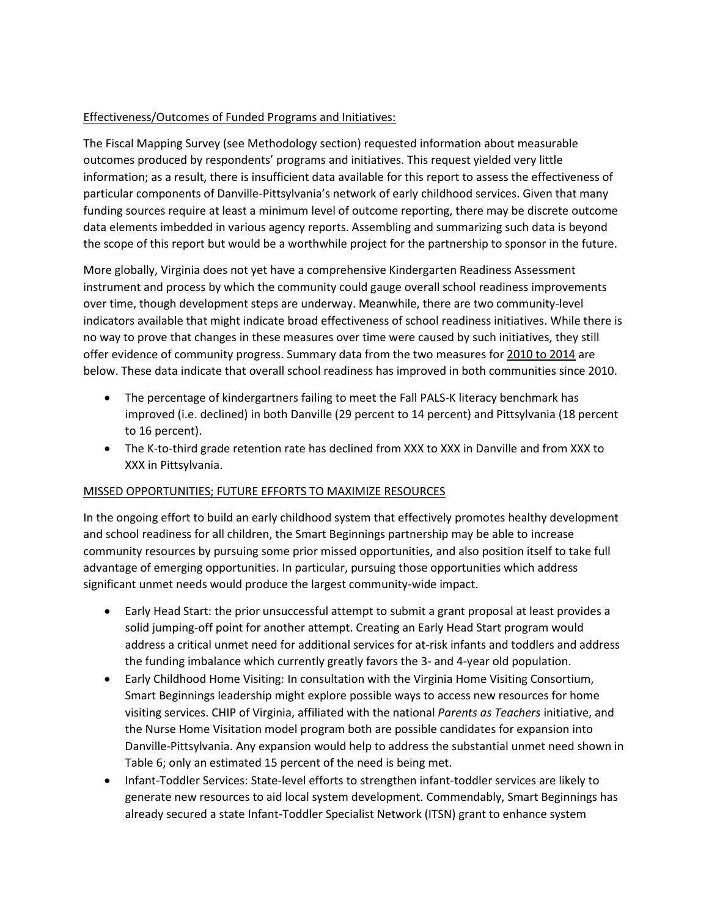## Effectiveness/Outcomes of Funded Programs and Initiatives:

The Fiscal Mapping Survey (see Methodology section) requested information about measurable outcomes produced by respondents' programs and initiatives. This request yielded very little information; as a result, there is insufficient data available for this report to assess the effectiveness of particular components of Danville-Pittsylvania's network of early childhood services. Given that many funding sources require at least a minimum level of outcome reporting, there may be discrete outcome data elements imbedded in various agency reports. Assembling and summarizing such data is beyond the scope of this report but would be a worthwhile project for the partnership to sponsor in the future.

More globally, Virginia does not yet have a comprehensive Kindergarten Readiness Assessment instrument and process by which the community could gauge overall school readiness improvements over time, though development steps are underway. Meanwhile, there are two community-level indicators available that might indicate broad effectiveness of school readiness initiatives. While there is no way to prove that changes in these measures over time were caused by such initiatives, they still offer evidence of community progress. Summary data from the two measures for 2010 to 2014 are below. These data indicate that overall school readiness has improved in both communities since 2010.

- The percentage of kindergartners failing to meet the Fall PALS-K literacy benchmark has improved (i.e. declined) in both Danville (29 percent to 14 percent) and Pittsylvania (18 percent to 16 percent).
- The K-to-third grade retention rate has declined from XXX to XXX in Danville and from XXX to XXX in Pittsylvania.

## MISSED OPPORTUNITIES; FUTURE EFFORTS TO MAXIMIZE RESOURCES

In the ongoing effort to build an early childhood system that effectively promotes healthy development and school readiness for all children, the Smart Beginnings partnership may be able to increase community resources by pursuing some prior missed opportunities, and also position itself to take full advantage of emerging opportunities. In particular, pursuing those opportunities which address significant unmet needs would produce the largest community-wide impact.

- Early Head Start: the prior unsuccessful attempt to submit a grant proposal at least provides a solid jumping-off point for another attempt. Creating an Early Head Start program would address a critical unmet need for additional services for at-risk infants and toddlers and address the funding imbalance which currently greatly favors the 3- and 4-year old population.
- Early Childhood Home Visiting: In consultation with the Virginia Home Visiting Consortium, Smart Beginnings leadership might explore possible ways to access new resources for home visiting services. CHIP of Virginia, affiliated with the national *Parents as Teachers* initiative, and the Nurse Home Visitation model program both are possible candidates for expansion into Danville-Pittsylvania. Any expansion would help to address the substantial unmet need shown in Table 6; only an estimated 15 percent of the need is being met.
- Infant-Toddler Services: State-level efforts to strengthen infant-toddler services are likely to generate new resources to aid local system development. Commendably, Smart Beginnings has already secured a state Infant-Toddler Specialist Network (ITSN) grant to enhance system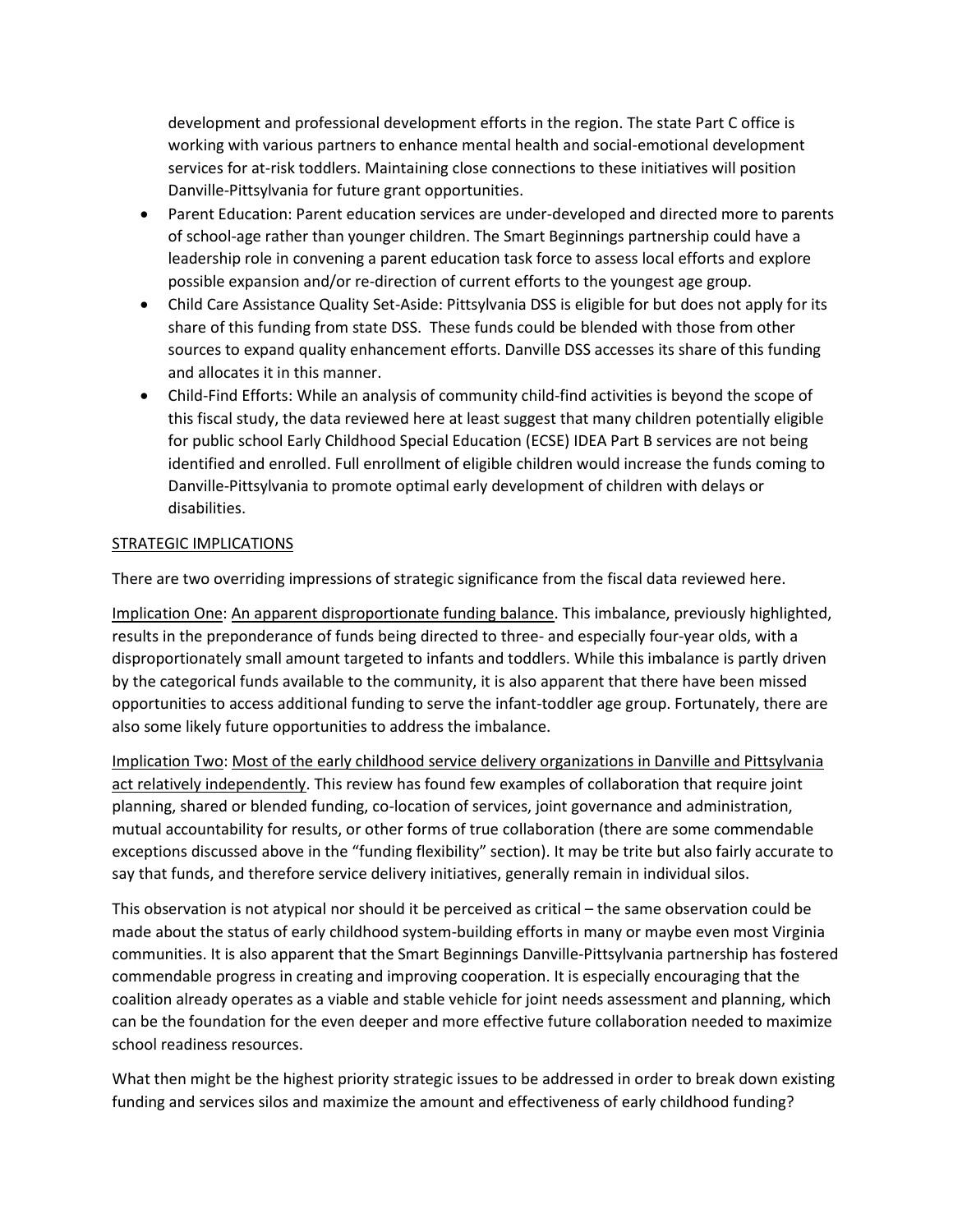development and professional development efforts in the region. The state Part C office is working with various partners to enhance mental health and social-emotional development services for at-risk toddlers. Maintaining close connections to these initiatives will position Danville-Pittsylvania for future grant opportunities.

- Parent Education: Parent education services are under-developed and directed more to parents of school-age rather than younger children. The Smart Beginnings partnership could have a leadership role in convening a parent education task force to assess local efforts and explore possible expansion and/or re-direction of current efforts to the youngest age group.
- Child Care Assistance Quality Set-Aside: Pittsylvania DSS is eligible for but does not apply for its share of this funding from state DSS. These funds could be blended with those from other sources to expand quality enhancement efforts. Danville DSS accesses its share of this funding and allocates it in this manner.
- Child-Find Efforts: While an analysis of community child-find activities is beyond the scope of this fiscal study, the data reviewed here at least suggest that many children potentially eligible for public school Early Childhood Special Education (ECSE) IDEA Part B services are not being identified and enrolled. Full enrollment of eligible children would increase the funds coming to Danville-Pittsylvania to promote optimal early development of children with delays or disabilities.

## STRATEGIC IMPLICATIONS

There are two overriding impressions of strategic significance from the fiscal data reviewed here.

Implication One: An apparent disproportionate funding balance. This imbalance, previously highlighted, results in the preponderance of funds being directed to three- and especially four-year olds, with a disproportionately small amount targeted to infants and toddlers. While this imbalance is partly driven by the categorical funds available to the community, it is also apparent that there have been missed opportunities to access additional funding to serve the infant-toddler age group. Fortunately, there are also some likely future opportunities to address the imbalance.

Implication Two: Most of the early childhood service delivery organizations in Danville and Pittsylvania act relatively independently. This review has found few examples of collaboration that require joint planning, shared or blended funding, co-location of services, joint governance and administration, mutual accountability for results, or other forms of true collaboration (there are some commendable exceptions discussed above in the "funding flexibility" section). It may be trite but also fairly accurate to say that funds, and therefore service delivery initiatives, generally remain in individual silos.

This observation is not atypical nor should it be perceived as critical – the same observation could be made about the status of early childhood system-building efforts in many or maybe even most Virginia communities. It is also apparent that the Smart Beginnings Danville-Pittsylvania partnership has fostered commendable progress in creating and improving cooperation. It is especially encouraging that the coalition already operates as a viable and stable vehicle for joint needs assessment and planning, which can be the foundation for the even deeper and more effective future collaboration needed to maximize school readiness resources.

What then might be the highest priority strategic issues to be addressed in order to break down existing funding and services silos and maximize the amount and effectiveness of early childhood funding?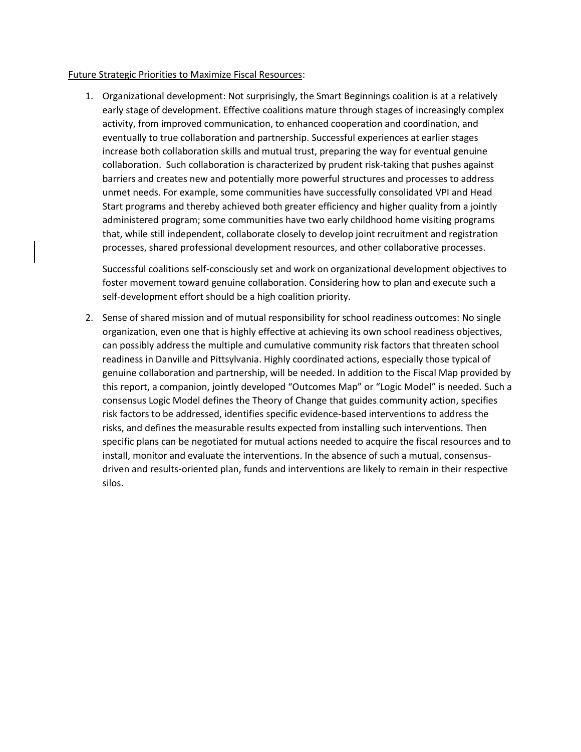<u>Future Strategic Priorities to Maximize Fiscal Resources</u>:

1. Organizational development: Not surprisingly, the Smart Beginnings coalition is at a relatively early stage of development. Effective coalitions mature through stages of increasingly complex activity, from improved communication, to enhanced cooperation and coordination, and eventually to true collaboration and partnership. Successful experiences at earlier stages increase both collaboration skills and mutual trust, preparing the way for eventual genuine collaboration. Such collaboration is characterized by prudent risk-taking that pushes against barriers and creates new and potentially more powerful structures and processes to address unmet needs. For example, some communities have successfully consolidated VPI and Head Start programs and thereby achieved both greater efficiency and higher quality from a jointly administered program; some communities have two early childhood home visiting programs that, while still independent, collaborate closely to develop joint recruitment and registration processes, shared professional development resources, and other collaborative processes.

   Successful coalitions self-consciously set and work on organizational development objectives to foster movement toward genuine collaboration. Considering how to plan and execute such a self-development effort should be a high coalition priority.

2. Sense of shared mission and of mutual responsibility for school readiness outcomes: No single organization, even one that is highly effective at achieving its own school readiness objectives, can possibly address the multiple and cumulative community risk factors that threaten school readiness in Danville and Pittsylvania. Highly coordinated actions, especially those typical of genuine collaboration and partnership, will be needed. In addition to the Fiscal Map provided by this report, a companion, jointly developed "Outcomes Map" or "Logic Model" is needed. Such a consensus Logic Model defines the Theory of Change that guides community action, specifies risk factors to be addressed, identifies specific evidence-based interventions to address the risks, and defines the measurable results expected from installing such interventions. Then specific plans can be negotiated for mutual actions needed to acquire the fiscal resources and to install, monitor and evaluate the interventions. In the absence of such a mutual, consensus-driven and results-oriented plan, funds and interventions are likely to remain in their respective silos.